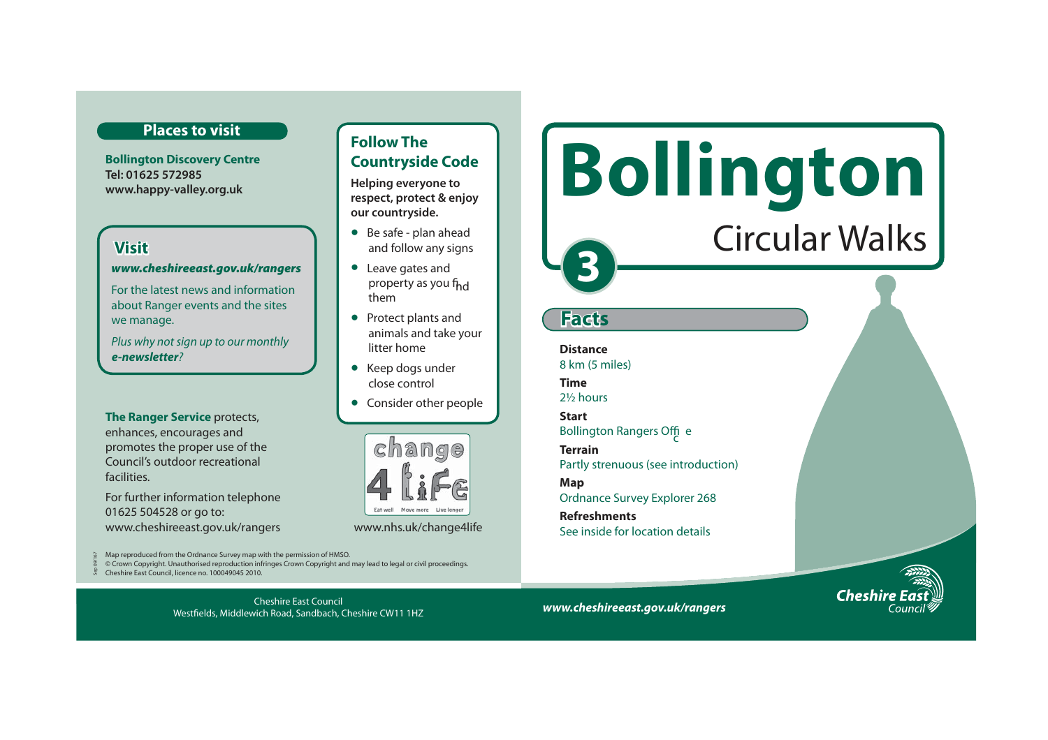## Places to visit

**Bollington Discovery Centre**
**Tel: 01625 572985**
**www.happy-valley.org.uk**

## Visit

***www.cheshireeast.gov.uk/rangers***

For the latest news and information about Ranger events and the sites we manage.

*Plus why not sign up to our monthly **e-newsletter**?*

**The Ranger Service** protects, enhances, encourages and promotes the proper use of the Council's outdoor recreational facilities.

For further information telephone 01625 504528 or go to: www.cheshireeast.gov.uk/rangers

## Follow The Countryside Code

**Helping everyone to respect, protect & enjoy our countryside.**

- Be safe - plan ahead and follow any signs
- Leave gates and property as you find them
- Protect plants and animals and take your litter home
- Keep dogs under close control
- Consider other people

change 4 life — Eat well, Move more, Live longer

www.nhs.uk/change4life

Map reproduced from the Ordnance Survey map with the permission of HMSO.
© Crown Copyright. Unauthorised reproduction infringes Crown Copyright and may lead to legal or civil proceedings.
Cheshire East Council, licence no. 100049045 2010.

Cheshire East Council
Westfields, Middlewich Road, Sandbach, Cheshire CW11 1HZ

# Bollington

## Circular Walks

**3**

## Facts

**Distance**
8 km (5 miles)

**Time**
2½ hours

**Start**
Bollington Rangers Office

**Terrain**
Partly strenuous (see introduction)

**Map**
Ordnance Survey Explorer 268

**Refreshments**
See inside for location details

***www.cheshireeast.gov.uk/rangers***

Cheshire East Council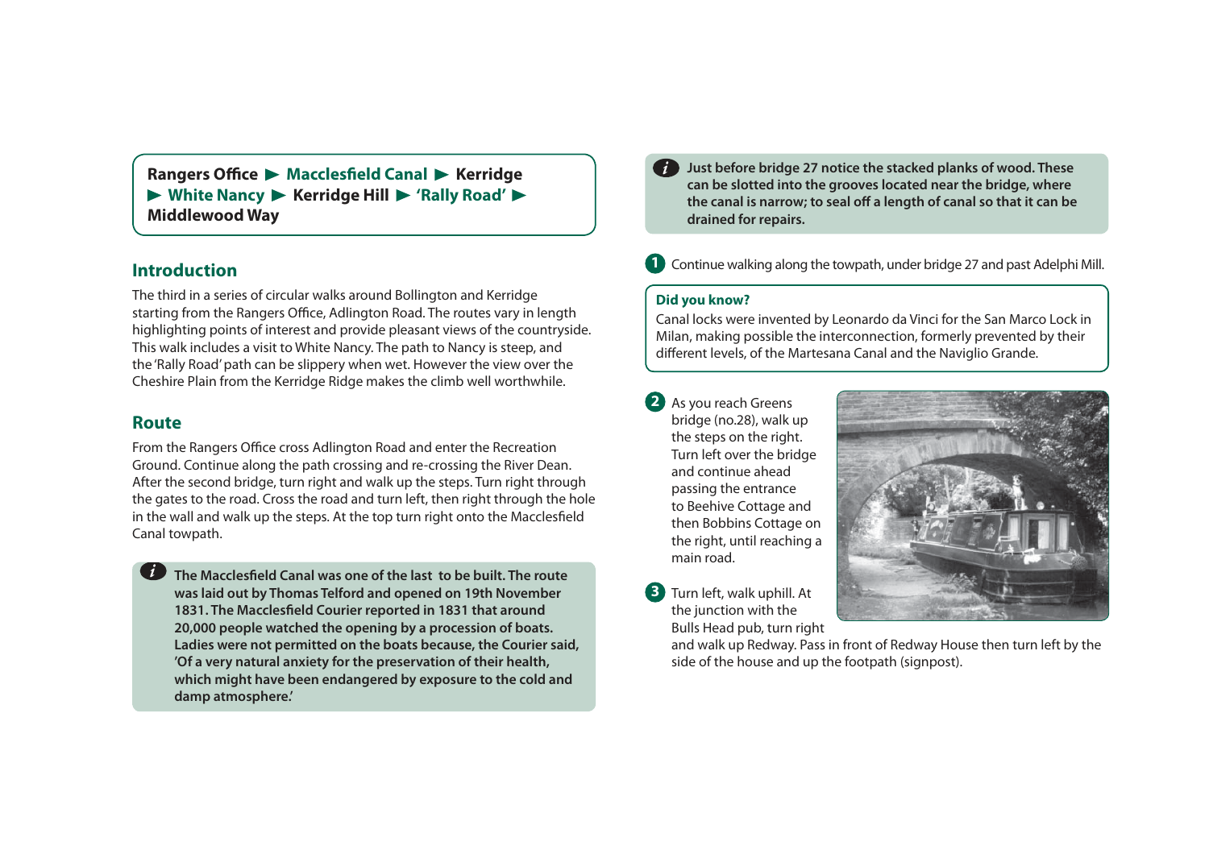**Rangers Office ▶ Macclesfield Canal ▶ Kerridge ▶ White Nancy ▶ Kerridge Hill ▶ 'Rally Road' ▶ Middlewood Way**

## Introduction

The third in a series of circular walks around Bollington and Kerridge starting from the Rangers Office, Adlington Road. The routes vary in length highlighting points of interest and provide pleasant views of the countryside. This walk includes a visit to White Nancy. The path to Nancy is steep, and the 'Rally Road' path can be slippery when wet. However the view over the Cheshire Plain from the Kerridge Ridge makes the climb well worthwhile.

## Route

From the Rangers Office cross Adlington Road and enter the Recreation Ground. Continue along the path crossing and re-crossing the River Dean. After the second bridge, turn right and walk up the steps. Turn right through the gates to the road. Cross the road and turn left, then right through the hole in the wall and walk up the steps. At the top turn right onto the Macclesfield Canal towpath.

**The Macclesfield Canal was one of the last to be built. The route was laid out by Thomas Telford and opened on 19th November 1831. The Macclesfield Courier reported in 1831 that around 20,000 people watched the opening by a procession of boats. Ladies were not permitted on the boats because, the Courier said, 'Of a very natural anxiety for the preservation of their health, which might have been endangered by exposure to the cold and damp atmosphere.'**

**Just before bridge 27 notice the stacked planks of wood. These can be slotted into the grooves located near the bridge, where the canal is narrow; to seal off a length of canal so that it can be drained for repairs.**

1. Continue walking along the towpath, under bridge 27 and past Adelphi Mill.

**Did you know?**

Canal locks were invented by Leonardo da Vinci for the San Marco Lock in Milan, making possible the interconnection, formerly prevented by their different levels, of the Martesana Canal and the Naviglio Grande.

2. As you reach Greens bridge (no.28), walk up the steps on the right. Turn left over the bridge and continue ahead passing the entrance to Beehive Cottage and then Bobbins Cottage on the right, until reaching a main road.

3. Turn left, walk uphill. At the junction with the Bulls Head pub, turn right and walk up Redway. Pass in front of Redway House then turn left by the side of the house and up the footpath (signpost).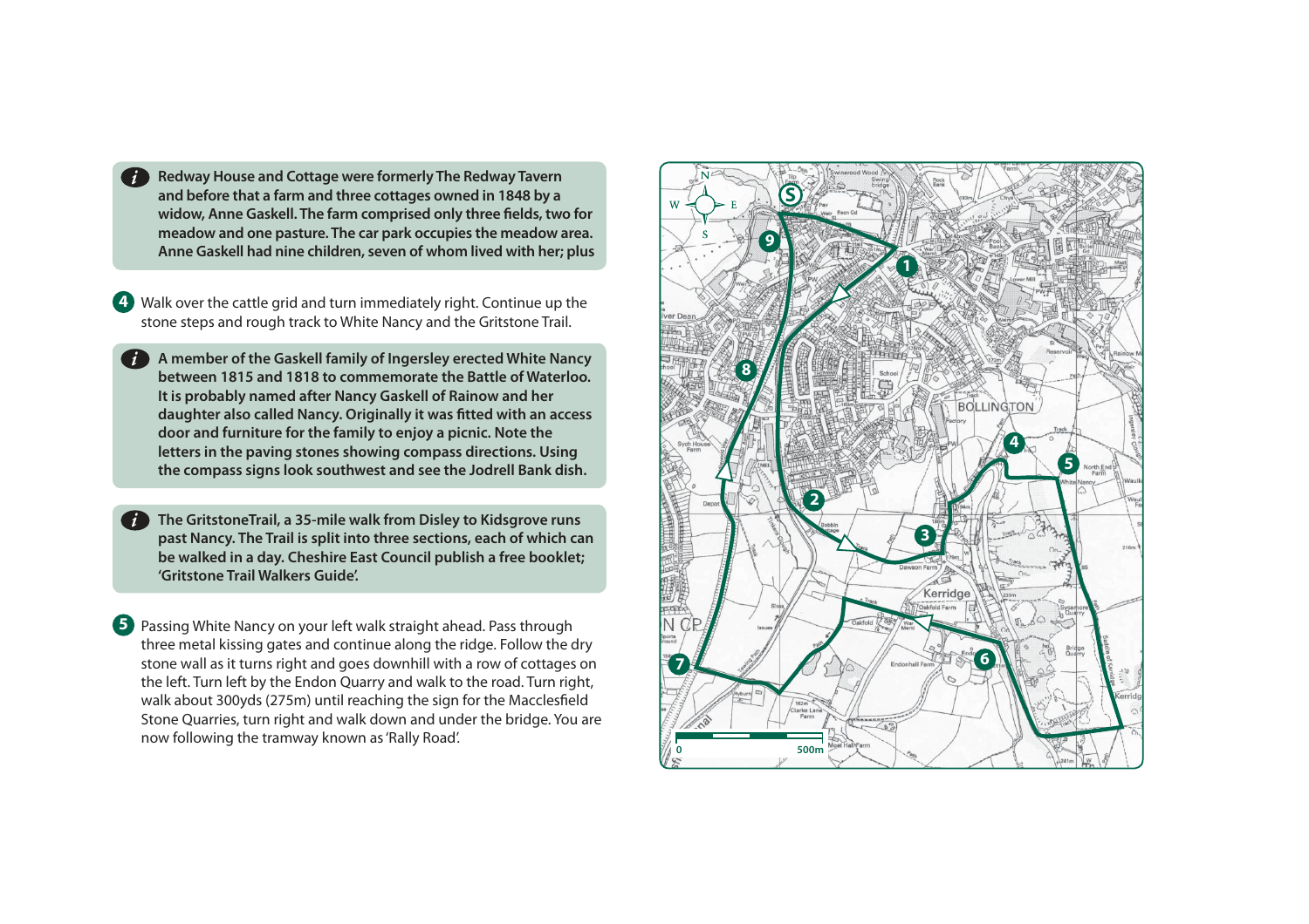**Redway House and Cottage were formerly The Redway Tavern and before that a farm and three cottages owned in 1848 by a widow, Anne Gaskell. The farm comprised only three fields, two for meadow and one pasture. The car park occupies the meadow area. Anne Gaskell had nine children, seven of whom lived with her; plus**

**4** Walk over the cattle grid and turn immediately right. Continue up the stone steps and rough track to White Nancy and the Gritstone Trail.

**A member of the Gaskell family of Ingersley erected White Nancy between 1815 and 1818 to commemorate the Battle of Waterloo. It is probably named after Nancy Gaskell of Rainow and her daughter also called Nancy. Originally it was fitted with an access door and furniture for the family to enjoy a picnic. Note the letters in the paving stones showing compass directions. Using the compass signs look southwest and see the Jodrell Bank dish.**

**The GritstoneTrail, a 35-mile walk from Disley to Kidsgrove runs past Nancy. The Trail is split into three sections, each of which can be walked in a day. Cheshire East Council publish a free booklet; 'Gritstone Trail Walkers Guide'.**

**5** Passing White Nancy on your left walk straight ahead. Pass through three metal kissing gates and continue along the ridge. Follow the dry stone wall as it turns right and goes downhill with a row of cottages on the left. Turn left by the Endon Quarry and walk to the road. Turn right, walk about 300yds (275m) until reaching the sign for the Macclesfield Stone Quarries, turn right and walk down and under the bridge. You are now following the tramway known as 'Rally Road'.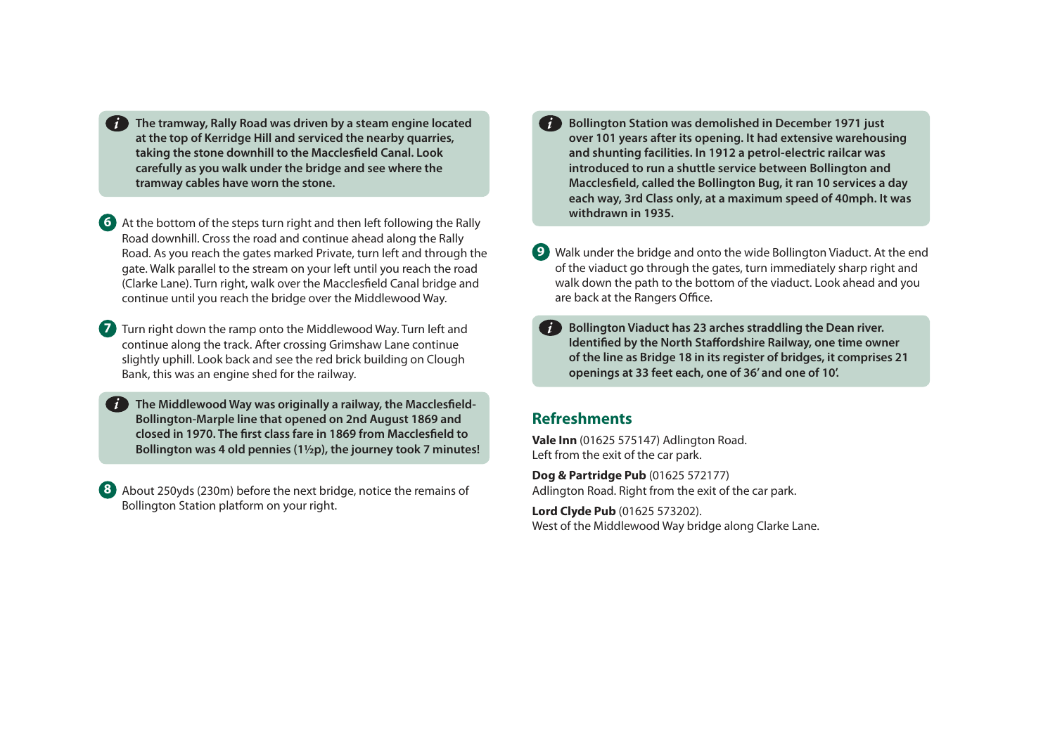**The tramway, Rally Road was driven by a steam engine located at the top of Kerridge Hill and serviced the nearby quarries, taking the stone downhill to the Macclesfield Canal. Look carefully as you walk under the bridge and see where the tramway cables have worn the stone.**

**6** At the bottom of the steps turn right and then left following the Rally Road downhill. Cross the road and continue ahead along the Rally Road. As you reach the gates marked Private, turn left and through the gate. Walk parallel to the stream on your left until you reach the road (Clarke Lane). Turn right, walk over the Macclesfield Canal bridge and continue until you reach the bridge over the Middlewood Way.

**7** Turn right down the ramp onto the Middlewood Way. Turn left and continue along the track. After crossing Grimshaw Lane continue slightly uphill. Look back and see the red brick building on Clough Bank, this was an engine shed for the railway.

**The Middlewood Way was originally a railway, the Macclesfield-Bollington-Marple line that opened on 2nd August 1869 and closed in 1970. The first class fare in 1869 from Macclesfield to Bollington was 4 old pennies (1½p), the journey took 7 minutes!**

**8** About 250yds (230m) before the next bridge, notice the remains of Bollington Station platform on your right.

**Bollington Station was demolished in December 1971 just over 101 years after its opening. It had extensive warehousing and shunting facilities. In 1912 a petrol-electric railcar was introduced to run a shuttle service between Bollington and Macclesfield, called the Bollington Bug, it ran 10 services a day each way, 3rd Class only, at a maximum speed of 40mph. It was withdrawn in 1935.**

**9** Walk under the bridge and onto the wide Bollington Viaduct. At the end of the viaduct go through the gates, turn immediately sharp right and walk down the path to the bottom of the viaduct. Look ahead and you are back at the Rangers Office.

**Bollington Viaduct has 23 arches straddling the Dean river. Identified by the North Staffordshire Railway, one time owner of the line as Bridge 18 in its register of bridges, it comprises 21 openings at 33 feet each, one of 36' and one of 10'.**

## Refreshments

**Vale Inn** (01625 575147) Adlington Road.
Left from the exit of the car park.

**Dog & Partridge Pub** (01625 572177)
Adlington Road. Right from the exit of the car park.

**Lord Clyde Pub** (01625 573202).
West of the Middlewood Way bridge along Clarke Lane.